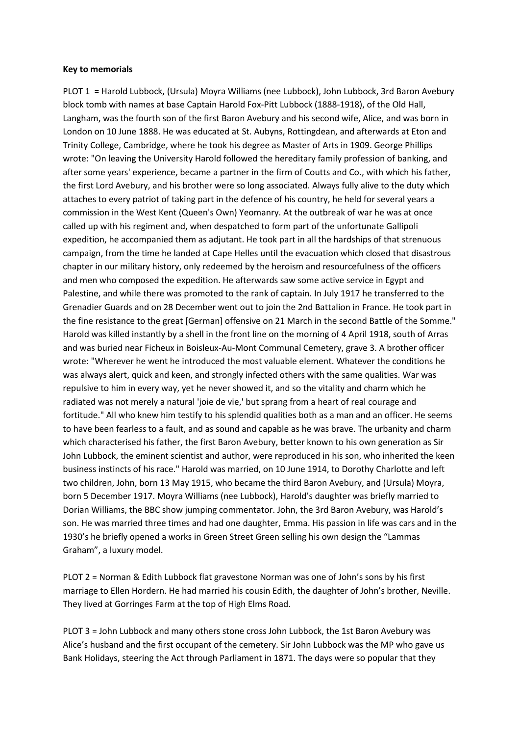**Key to memorials**

PLOT 1 = Harold Lubbock, (Ursula) Moyra Williams (nee Lubbock), John Lubbock, 3rd Baron Avebury block tomb with names at base Captain Harold Fox-Pitt Lubbock (1888-1918), of the Old Hall, Langham, was the fourth son of the first Baron Avebury and his second wife, Alice, and was born in London on 10 June 1888. He was educated at St. Aubyns, Rottingdean, and afterwards at Eton and Trinity College, Cambridge, where he took his degree as Master of Arts in 1909. George Phillips wrote: "On leaving the University Harold followed the hereditary family profession of banking, and after some years' experience, became a partner in the firm of Coutts and Co., with which his father, the first Lord Avebury, and his brother were so long associated. Always fully alive to the duty which attaches to every patriot of taking part in the defence of his country, he held for several years a commission in the West Kent (Queen's Own) Yeomanry. At the outbreak of war he was at once called up with his regiment and, when despatched to form part of the unfortunate Gallipoli expedition, he accompanied them as adjutant. He took part in all the hardships of that strenuous campaign, from the time he landed at Cape Helles until the evacuation which closed that disastrous chapter in our military history, only redeemed by the heroism and resourcefulness of the officers and men who composed the expedition. He afterwards saw some active service in Egypt and Palestine, and while there was promoted to the rank of captain. In July 1917 he transferred to the Grenadier Guards and on 28 December went out to join the 2nd Battalion in France. He took part in the fine resistance to the great [German] offensive on 21 March in the second Battle of the Somme." Harold was killed instantly by a shell in the front line on the morning of 4 April 1918, south of Arras and was buried near Ficheux in Boisleux-Au-Mont Communal Cemetery, grave 3. A brother officer wrote: "Wherever he went he introduced the most valuable element. Whatever the conditions he was always alert, quick and keen, and strongly infected others with the same qualities. War was repulsive to him in every way, yet he never showed it, and so the vitality and charm which he radiated was not merely a natural 'joie de vie,' but sprang from a heart of real courage and fortitude." All who knew him testify to his splendid qualities both as a man and an officer. He seems to have been fearless to a fault, and as sound and capable as he was brave. The urbanity and charm which characterised his father, the first Baron Avebury, better known to his own generation as Sir John Lubbock, the eminent scientist and author, were reproduced in his son, who inherited the keen business instincts of his race." Harold was married, on 10 June 1914, to Dorothy Charlotte and left two children, John, born 13 May 1915, who became the third Baron Avebury, and (Ursula) Moyra, born 5 December 1917. Moyra Williams (nee Lubbock), Harold's daughter was briefly married to Dorian Williams, the BBC show jumping commentator. John, the 3rd Baron Avebury, was Harold's son. He was married three times and had one daughter, Emma. His passion in life was cars and in the 1930's he briefly opened a works in Green Street Green selling his own design the "Lammas Graham", a luxury model.

PLOT 2 = Norman & Edith Lubbock flat gravestone Norman was one of John's sons by his first marriage to Ellen Hordern. He had married his cousin Edith, the daughter of John's brother, Neville. They lived at Gorringes Farm at the top of High Elms Road.

PLOT 3 = John Lubbock and many others stone cross John Lubbock, the 1st Baron Avebury was Alice's husband and the first occupant of the cemetery. Sir John Lubbock was the MP who gave us Bank Holidays, steering the Act through Parliament in 1871. The days were so popular that they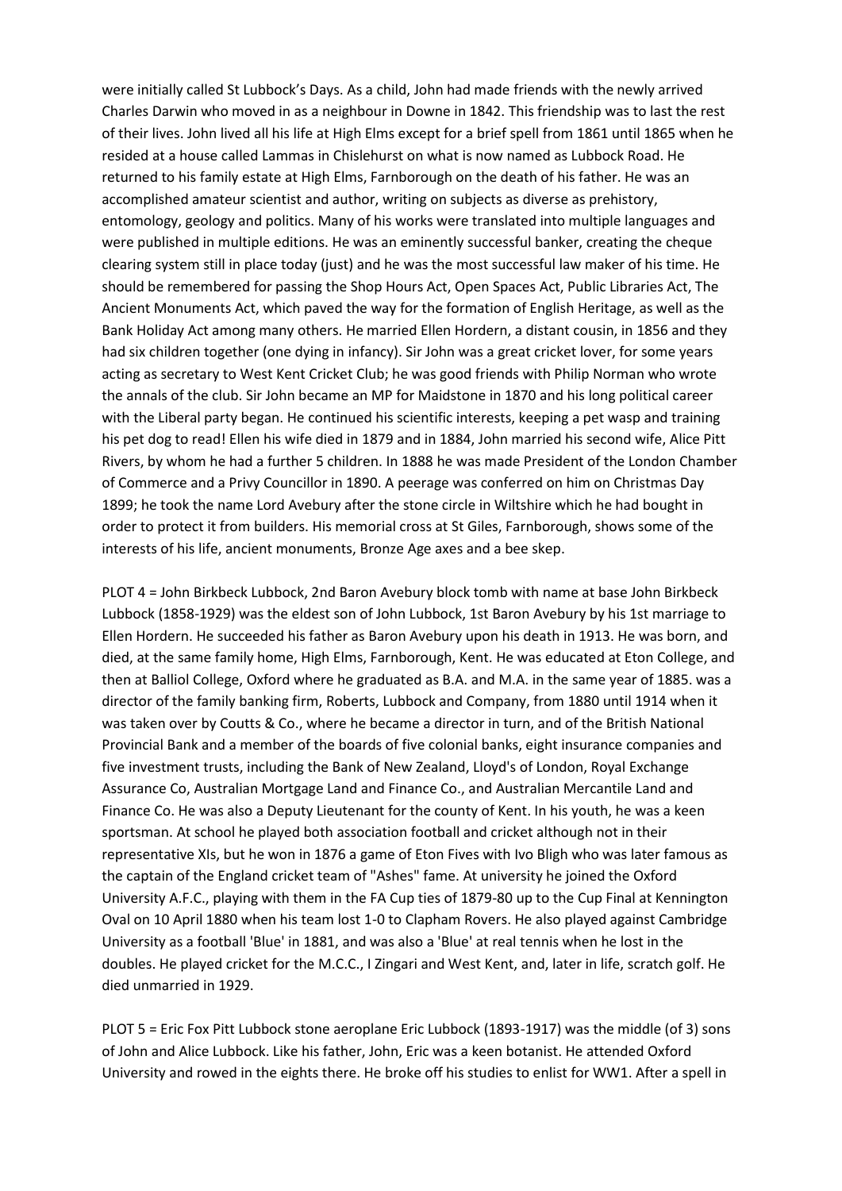were initially called St Lubbock's Days. As a child, John had made friends with the newly arrived Charles Darwin who moved in as a neighbour in Downe in 1842. This friendship was to last the rest of their lives. John lived all his life at High Elms except for a brief spell from 1861 until 1865 when he resided at a house called Lammas in Chislehurst on what is now named as Lubbock Road. He returned to his family estate at High Elms, Farnborough on the death of his father. He was an accomplished amateur scientist and author, writing on subjects as diverse as prehistory, entomology, geology and politics. Many of his works were translated into multiple languages and were published in multiple editions. He was an eminently successful banker, creating the cheque clearing system still in place today (just) and he was the most successful law maker of his time. He should be remembered for passing the Shop Hours Act, Open Spaces Act, Public Libraries Act, The Ancient Monuments Act, which paved the way for the formation of English Heritage, as well as the Bank Holiday Act among many others. He married Ellen Hordern, a distant cousin, in 1856 and they had six children together (one dying in infancy). Sir John was a great cricket lover, for some years acting as secretary to West Kent Cricket Club; he was good friends with Philip Norman who wrote the annals of the club. Sir John became an MP for Maidstone in 1870 and his long political career with the Liberal party began. He continued his scientific interests, keeping a pet wasp and training his pet dog to read! Ellen his wife died in 1879 and in 1884, John married his second wife, Alice Pitt Rivers, by whom he had a further 5 children. In 1888 he was made President of the London Chamber of Commerce and a Privy Councillor in 1890. A peerage was conferred on him on Christmas Day 1899; he took the name Lord Avebury after the stone circle in Wiltshire which he had bought in order to protect it from builders. His memorial cross at St Giles, Farnborough, shows some of the interests of his life, ancient monuments, Bronze Age axes and a bee skep.

PLOT 4 = John Birkbeck Lubbock, 2nd Baron Avebury block tomb with name at base John Birkbeck Lubbock (1858-1929) was the eldest son of John Lubbock, 1st Baron Avebury by his 1st marriage to Ellen Hordern. He succeeded his father as Baron Avebury upon his death in 1913. He was born, and died, at the same family home, High Elms, Farnborough, Kent. He was educated at Eton College, and then at Balliol College, Oxford where he graduated as B.A. and M.A. in the same year of 1885. was a director of the family banking firm, Roberts, Lubbock and Company, from 1880 until 1914 when it was taken over by Coutts & Co., where he became a director in turn, and of the British National Provincial Bank and a member of the boards of five colonial banks, eight insurance companies and five investment trusts, including the Bank of New Zealand, Lloyd's of London, Royal Exchange Assurance Co, Australian Mortgage Land and Finance Co., and Australian Mercantile Land and Finance Co. He was also a Deputy Lieutenant for the county of Kent. In his youth, he was a keen sportsman. At school he played both association football and cricket although not in their representative XIs, but he won in 1876 a game of Eton Fives with Ivo Bligh who was later famous as the captain of the England cricket team of "Ashes" fame. At university he joined the Oxford University A.F.C., playing with them in the FA Cup ties of 1879-80 up to the Cup Final at Kennington Oval on 10 April 1880 when his team lost 1-0 to Clapham Rovers. He also played against Cambridge University as a football 'Blue' in 1881, and was also a 'Blue' at real tennis when he lost in the doubles. He played cricket for the M.C.C., I Zingari and West Kent, and, later in life, scratch golf. He died unmarried in 1929.

PLOT 5 = Eric Fox Pitt Lubbock stone aeroplane Eric Lubbock (1893-1917) was the middle (of 3) sons of John and Alice Lubbock. Like his father, John, Eric was a keen botanist. He attended Oxford University and rowed in the eights there. He broke off his studies to enlist for WW1. After a spell in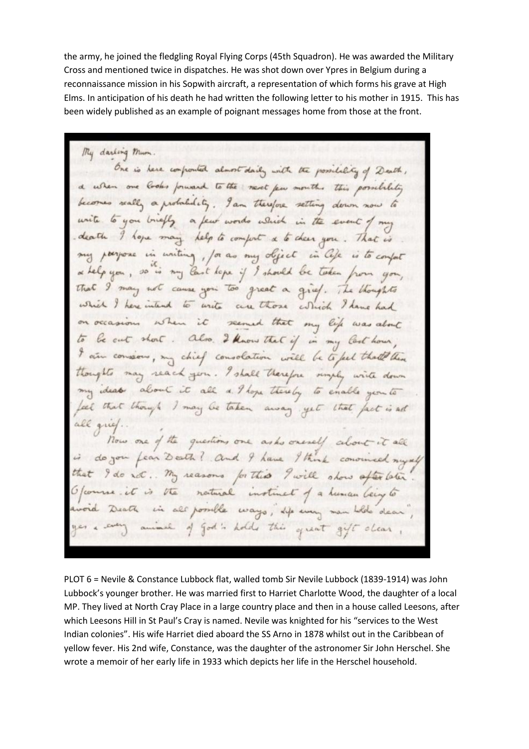the army, he joined the fledgling Royal Flying Corps (45th Squadron). He was awarded the Military Cross and mentioned twice in dispatches. He was shot down over Ypres in Belgium during a reconnaissance mission in his Sopwith aircraft, a representation of which forms his grave at High Elms. In anticipation of his death he had written the following letter to his mother in 1915. This has been widely published as an example of poignant messages home from those at the front.

My darling Mum.

One is here confronted almost daily with the possibility of Death, & when one looks forward to the next few months this possibility becomes really a probability. I am therefore setting down now to write to you briefly a few words which in the event of my death I hope may help to comfort & to cheer you. That is my purpose in writing, for as my object in Life is to comfort & help you, so is it my last hope if I should be taken from you, that I may not cause you too great a grief. The thoughts which I here intend to write are those which I have had on occasions when it seemed that my life was about to be cut short. Also I know that if in my last hour, I am conscious, my chief consolation will be to feel that these thoughts may reach you. I shall therefore simply write down my ideas about it all & I hope thereby to enable you to feel that though I may be taken away yet that fact is not all grief.

Now one of the questions one asks oneself about it all is do you fear Death? And I have I think convinced myself that I do not. My reasons for this I will show later. Of course it is the natural instinct of a human being to avoid Death in all possible ways, "Life every man holds dear", yes & every animal of God's holds this great gift clear,

PLOT 6 = Nevile & Constance Lubbock flat, walled tomb Sir Nevile Lubbock (1839-1914) was John Lubbock's younger brother. He was married first to Harriet Charlotte Wood, the daughter of a local MP. They lived at North Cray Place in a large country place and then in a house called Leesons, after which Leesons Hill in St Paul's Cray is named. Nevile was knighted for his "services to the West Indian colonies". His wife Harriet died aboard the SS Arno in 1878 whilst out in the Caribbean of yellow fever. His 2nd wife, Constance, was the daughter of the astronomer Sir John Herschel. She wrote a memoir of her early life in 1933 which depicts her life in the Herschel household.